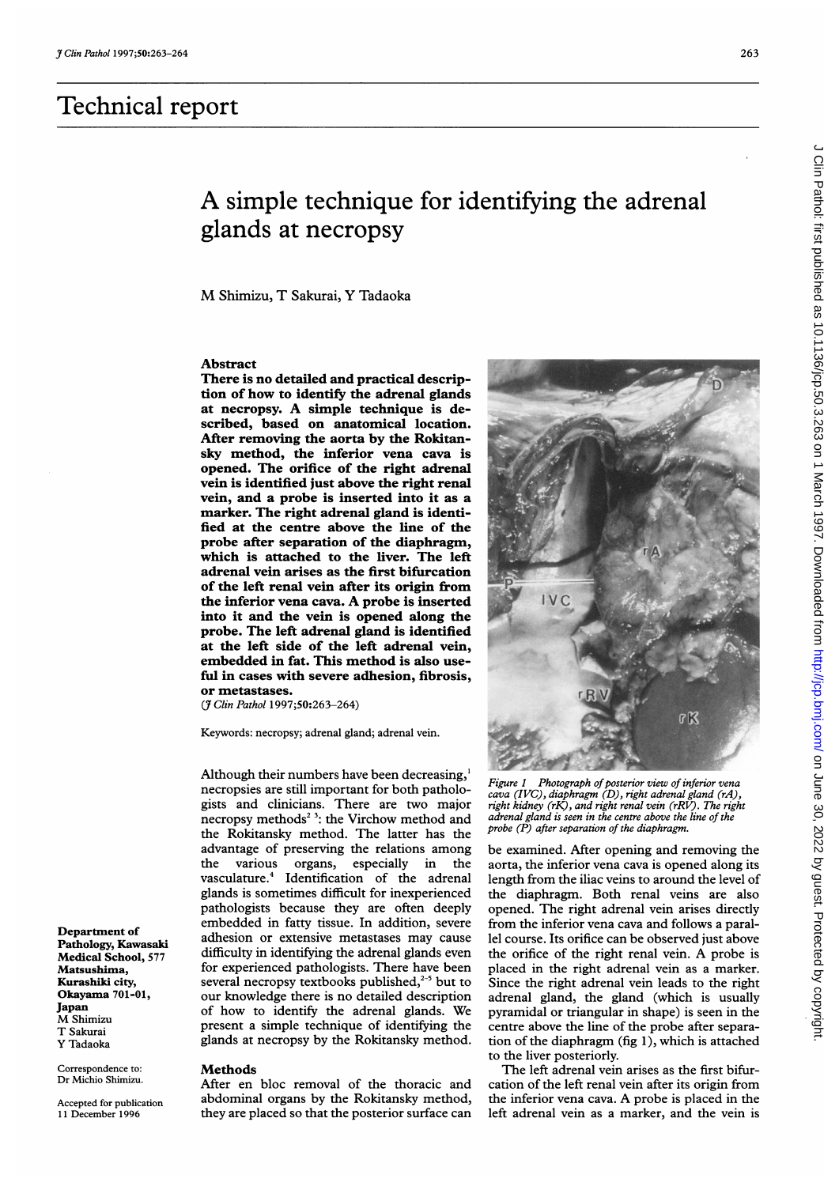# Technical report

## A simple technique for identifying the adrenal glands at necropsy

M Shimizu, T Sakurai, Y Tadaoka

### Abstract

**There is no detailed and practical description of how to identify the adrenal glands at necropsy. A simple technique is described, based on anatomical location. After removing the aorta by the Rokitansky method, the inferior vena cava is opened. The orifice of the right adrenal vein is identified just above the right renal vein, and a probe is inserted into it as a marker. The right adrenal gland is identified at the centre above the line of the probe after separation of the diaphragm, which is attached to the liver. The left adrenal vein arises as the first bifurcation of the left renal vein after its origin from the inferior vena cava. A probe is inserted into it and the vein is opened along the probe. The left adrenal gland is identified at the left side of the left adrenal vein, embedded in fat. This method is also useful in cases with severe adhesion, fibrosis, or metastases.**

(*J Clin Pathol* 1997;**50**:263–264)

Keywords: necropsy; adrenal gland; adrenal vein.

Although their numbers have been decreasing,[1] necropsies are still important for both pathologists and clinicians. There are two major necropsy methods[2,3]: the Virchow method and the Rokitansky method. The latter has the advantage of preserving the relations among the various organs, especially in the vasculature.[4] Identification of the adrenal glands is sometimes difficult for inexperienced pathologists because they are often deeply embedded in fatty tissue. In addition, severe adhesion or extensive metastases may cause difficulty in identifying the adrenal glands even for experienced pathologists. There have been several necropsy textbooks published,[2-5] but to our knowledge there is no detailed description of how to identify the adrenal glands. We present a simple technique of identifying the glands at necropsy by the Rokitansky method.

### Methods

After en bloc removal of the thoracic and abdominal organs by the Rokitansky method, they are placed so that the posterior surface can be examined. After opening and removing the aorta, the inferior vena cava is opened along its length from the iliac veins to around the level of the diaphragm. Both renal veins are also opened. The right adrenal vein arises directly from the inferior vena cava and follows a parallel course. Its orifice can be observed just above the orifice of the right renal vein. A probe is placed in the right adrenal vein as a marker. Since the right adrenal vein leads to the right adrenal gland, the gland (which is usually pyramidal or triangular in shape) is seen in the centre above the line of the probe after separation of the diaphragm (fig 1), which is attached to the liver posteriorly.

*Figure 1 Photograph of posterior view of inferior vena cava (IVC), diaphragm (D), right adrenal gland (rA), right kidney (rK), and right renal vein (rRV). The right adrenal gland is seen in the centre above the line of the probe (P) after separation of the diaphragm.*

The left adrenal vein arises as the first bifurcation of the left renal vein after its origin from the inferior vena cava. A probe is placed in the left adrenal vein as a marker, and the vein is

Department of Pathology, Kawasaki Medical School, 577 Matsushima, Kurashiki city, Okayama 701-01, Japan
M Shimizu
T Sakurai
Y Tadaoka

Correspondence to: Dr Michio Shimizu.

Accepted for publication 11 December 1996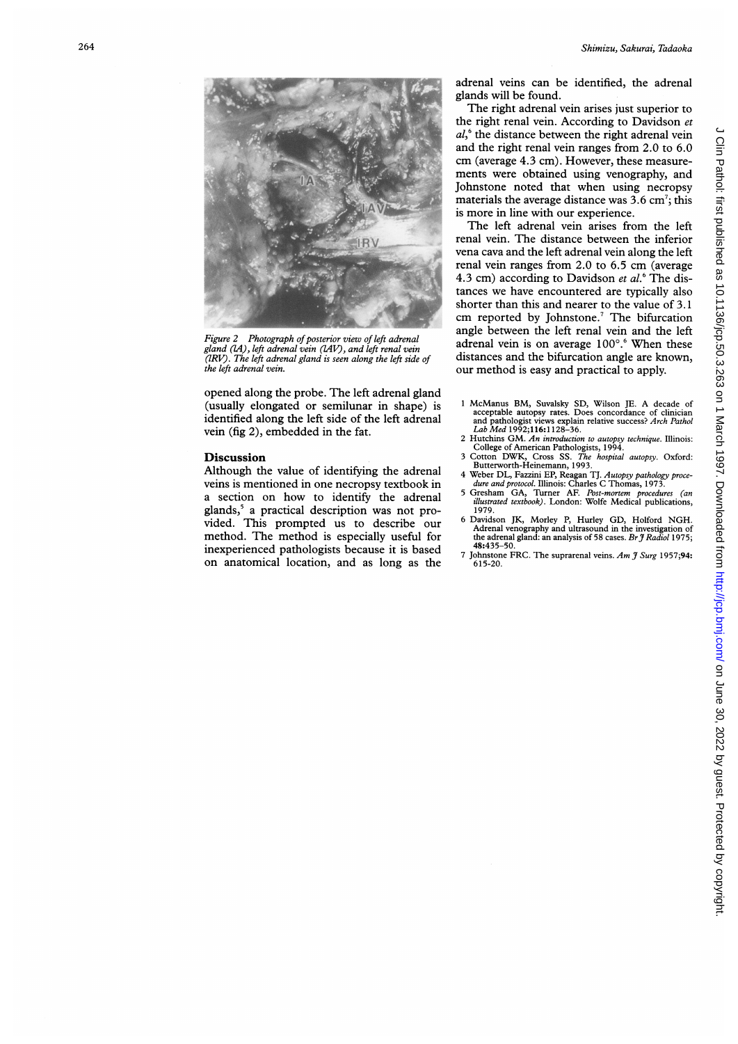Figure 2 Photograph of posterior view of left adrenal gland (lA), left adrenal vein (lAV), and left renal vein (lRV). The left adrenal gland is seen along the left side of the left adrenal vein.

opened along the probe. The left adrenal gland (usually elongated or semilunar in shape) is identified along the left side of the left adrenal vein (fig 2), embedded in the fat.

## Discussion

Although the value of identifying the adrenal veins is mentioned in one necropsy textbook in a section on how to identify the adrenal glands,[5] a practical description was not provided. This prompted us to describe our method. The method is especially useful for inexperienced pathologists because it is based on anatomical location, and as long as the adrenal veins can be identified, the adrenal glands will be found.

The right adrenal vein arises just superior to the right renal vein. According to Davidson *et al*,[6] the distance between the right adrenal vein and the right renal vein ranges from 2.0 to 6.0 cm (average 4.3 cm). However, these measurements were obtained using venography, and Johnstone noted that when using necropsy materials the average distance was 3.6 cm[7]; this is more in line with our experience.

The left adrenal vein arises from the left renal vein. The distance between the inferior vena cava and the left adrenal vein along the left renal vein ranges from 2.0 to 6.5 cm (average 4.3 cm) according to Davidson *et al*.[6] The distances we have encountered are typically also shorter than this and nearer to the value of 3.1 cm reported by Johnstone.[7] The bifurcation angle between the left renal vein and the left adrenal vein is on average 100°.[6] When these distances and the bifurcation angle are known, our method is easy and practical to apply.

1 McManus BM, Suvalsky SD, Wilson JE. A decade of acceptable autopsy rates. Does concordance of clinician and pathologist views explain relative success? *Arch Pathol Lab Med* 1992;**116**:1128–36.
2 Hutchins GM. *An introduction to autopsy technique*. Illinois: College of American Pathologists, 1994.
3 Cotton DWK, Cross SS. *The hospital autopsy*. Oxford: Butterworth-Heinemann, 1993.
4 Weber DL, Fazzini EP, Reagan TJ. *Autopsy pathology procedure and protocol*. Illinois: Charles C Thomas, 1973.
5 Gresham GA, Turner AF. *Post-mortem procedures (an illustrated textbook)*. London: Wolfe Medical publications, 1979.
6 Davidson JK, Morley P, Hurley GD, Holford NGH. Adrenal venography and ultrasound in the investigation of the adrenal gland: an analysis of 58 cases. *Br J Radiol* 1975; **48**:435–50.
7 Johnstone FRC. The suprarenal veins. *Am J Surg* 1957;**94**: 615-20.